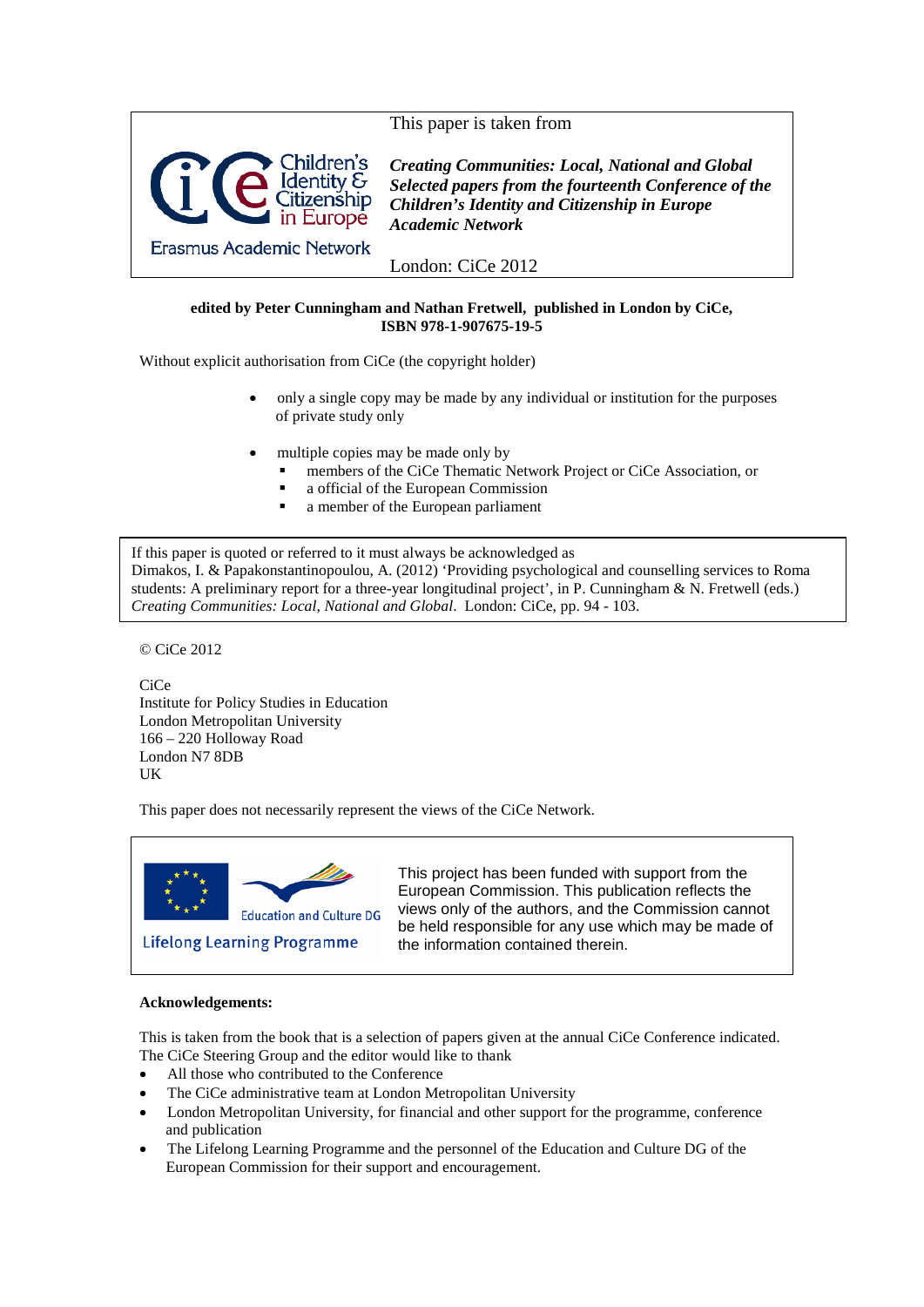This paper is taken from

***Creating Communities: Local, National and Global***
***Selected papers from the fourteenth Conference of the Children's Identity and Citizenship in Europe Academic Network***

London: CiCe 2012

Children's Identity & Citizenship in Europe
Erasmus Academic Network

**edited by Peter Cunningham and Nathan Fretwell, published in London by CiCe, ISBN 978-1-907675-19-5**

Without explicit authorisation from CiCe (the copyright holder)

- only a single copy may be made by any individual or institution for the purposes of private study only
- multiple copies may be made only by
  - members of the CiCe Thematic Network Project or CiCe Association, or
  - a official of the European Commission
  - a member of the European parliament

If this paper is quoted or referred to it must always be acknowledged as
Dimakos, I. & Papakonstantinopoulou, A. (2012) 'Providing psychological and counselling services to Roma students: A preliminary report for a three-year longitudinal project', in P. Cunningham & N. Fretwell (eds.) *Creating Communities: Local, National and Global*. London: CiCe, pp. 94 - 103.

© CiCe 2012

CiCe
Institute for Policy Studies in Education
London Metropolitan University
166 – 220 Holloway Road
London N7 8DB
UK

This paper does not necessarily represent the views of the CiCe Network.

Education and Culture DG
Lifelong Learning Programme

This project has been funded with support from the European Commission. This publication reflects the views only of the authors, and the Commission cannot be held responsible for any use which may be made of the information contained therein.

**Acknowledgements:**

This is taken from the book that is a selection of papers given at the annual CiCe Conference indicated. The CiCe Steering Group and the editor would like to thank

- All those who contributed to the Conference
- The CiCe administrative team at London Metropolitan University
- London Metropolitan University, for financial and other support for the programme, conference and publication
- The Lifelong Learning Programme and the personnel of the Education and Culture DG of the European Commission for their support and encouragement.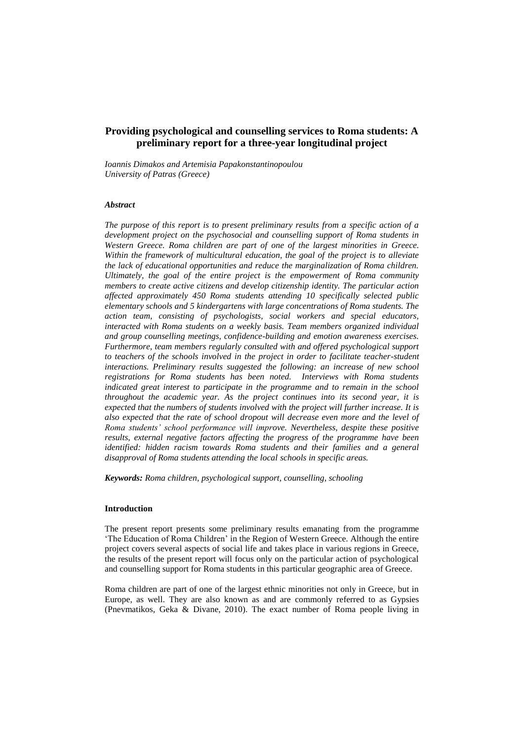# Providing psychological and counselling services to Roma students: A preliminary report for a three-year longitudinal project

*Ioannis Dimakos and Artemisia Papakonstantinopoulou*
*University of Patras (Greece)*

### *Abstract*

*The purpose of this report is to present preliminary results from a specific action of a development project on the psychosocial and counselling support of Roma students in Western Greece. Roma children are part of one of the largest minorities in Greece. Within the framework of multicultural education, the goal of the project is to alleviate the lack of educational opportunities and reduce the marginalization of Roma children. Ultimately, the goal of the entire project is the empowerment of Roma community members to create active citizens and develop citizenship identity. The particular action affected approximately 450 Roma students attending 10 specifically selected public elementary schools and 5 kindergartens with large concentrations of Roma students. The action team, consisting of psychologists, social workers and special educators, interacted with Roma students on a weekly basis. Team members organized individual and group counselling meetings, confidence-building and emotion awareness exercises. Furthermore, team members regularly consulted with and offered psychological support to teachers of the schools involved in the project in order to facilitate teacher-student interactions. Preliminary results suggested the following: an increase of new school registrations for Roma students has been noted. Interviews with Roma students indicated great interest to participate in the programme and to remain in the school throughout the academic year. As the project continues into its second year, it is expected that the numbers of students involved with the project will further increase. It is also expected that the rate of school dropout will decrease even more and the level of Roma students' school performance will improve. Nevertheless, despite these positive results, external negative factors affecting the progress of the programme have been identified: hidden racism towards Roma students and their families and a general disapproval of Roma students attending the local schools in specific areas.*

***Keywords:*** *Roma children, psychological support, counselling, schooling*

### Introduction

The present report presents some preliminary results emanating from the programme 'The Education of Roma Children' in the Region of Western Greece. Although the entire project covers several aspects of social life and takes place in various regions in Greece, the results of the present report will focus only on the particular action of psychological and counselling support for Roma students in this particular geographic area of Greece.

Roma children are part of one of the largest ethnic minorities not only in Greece, but in Europe, as well. They are also known as and are commonly referred to as Gypsies (Pnevmatikos, Geka & Divane, 2010). The exact number of Roma people living in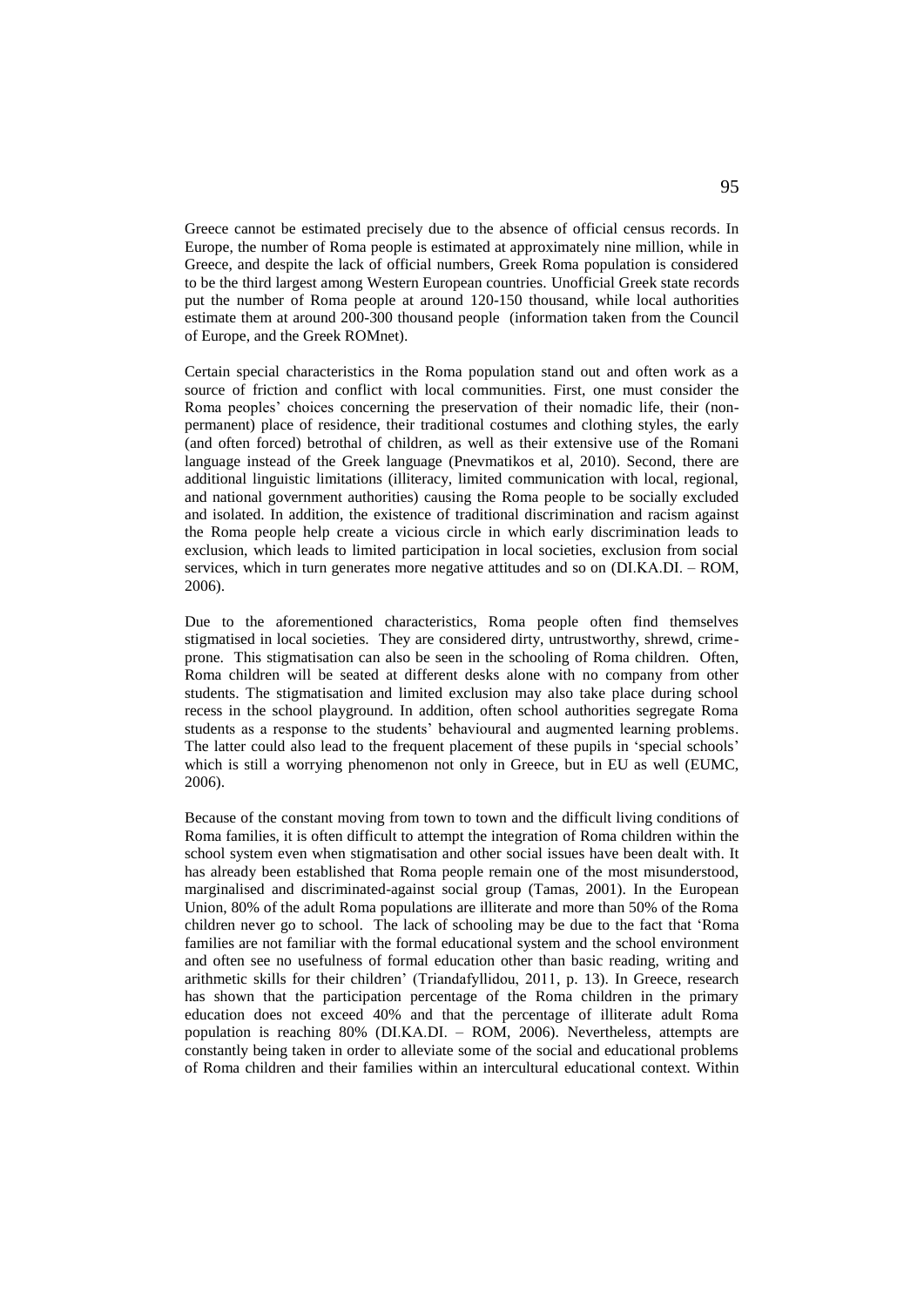Greece cannot be estimated precisely due to the absence of official census records. In Europe, the number of Roma people is estimated at approximately nine million, while in Greece, and despite the lack of official numbers, Greek Roma population is considered to be the third largest among Western European countries. Unofficial Greek state records put the number of Roma people at around 120-150 thousand, while local authorities estimate them at around 200-300 thousand people (information taken from the Council of Europe, and the Greek ROMnet).

Certain special characteristics in the Roma population stand out and often work as a source of friction and conflict with local communities. First, one must consider the Roma peoples' choices concerning the preservation of their nomadic life, their (non-permanent) place of residence, their traditional costumes and clothing styles, the early (and often forced) betrothal of children, as well as their extensive use of the Romani language instead of the Greek language (Pnevmatikos et al, 2010). Second, there are additional linguistic limitations (illiteracy, limited communication with local, regional, and national government authorities) causing the Roma people to be socially excluded and isolated. In addition, the existence of traditional discrimination and racism against the Roma people help create a vicious circle in which early discrimination leads to exclusion, which leads to limited participation in local societies, exclusion from social services, which in turn generates more negative attitudes and so on (DI.KA.DI. – ROM, 2006).

Due to the aforementioned characteristics, Roma people often find themselves stigmatised in local societies. They are considered dirty, untrustworthy, shrewd, crime-prone. This stigmatisation can also be seen in the schooling of Roma children. Often, Roma children will be seated at different desks alone with no company from other students. The stigmatisation and limited exclusion may also take place during school recess in the school playground. In addition, often school authorities segregate Roma students as a response to the students' behavioural and augmented learning problems. The latter could also lead to the frequent placement of these pupils in 'special schools' which is still a worrying phenomenon not only in Greece, but in EU as well (EUMC, 2006).

Because of the constant moving from town to town and the difficult living conditions of Roma families, it is often difficult to attempt the integration of Roma children within the school system even when stigmatisation and other social issues have been dealt with. It has already been established that Roma people remain one of the most misunderstood, marginalised and discriminated-against social group (Tamas, 2001). In the European Union, 80% of the adult Roma populations are illiterate and more than 50% of the Roma children never go to school. The lack of schooling may be due to the fact that 'Roma families are not familiar with the formal educational system and the school environment and often see no usefulness of formal education other than basic reading, writing and arithmetic skills for their children' (Triandafyllidou, 2011, p. 13). In Greece, research has shown that the participation percentage of the Roma children in the primary education does not exceed 40% and that the percentage of illiterate adult Roma population is reaching 80% (DI.KA.DI. – ROM, 2006). Nevertheless, attempts are constantly being taken in order to alleviate some of the social and educational problems of Roma children and their families within an intercultural educational context. Within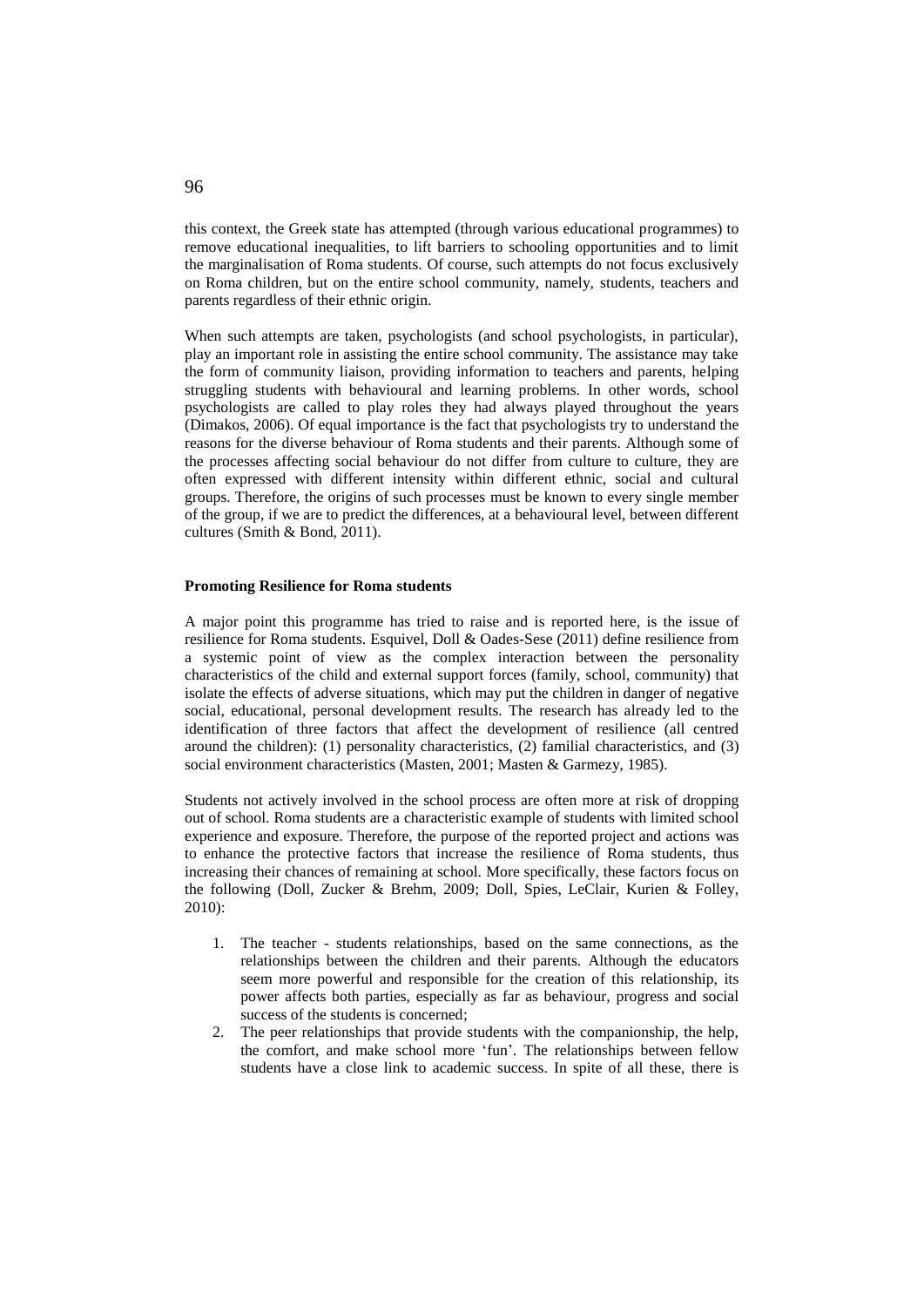this context, the Greek state has attempted (through various educational programmes) to remove educational inequalities, to lift barriers to schooling opportunities and to limit the marginalisation of Roma students. Of course, such attempts do not focus exclusively on Roma children, but on the entire school community, namely, students, teachers and parents regardless of their ethnic origin.

When such attempts are taken, psychologists (and school psychologists, in particular), play an important role in assisting the entire school community. The assistance may take the form of community liaison, providing information to teachers and parents, helping struggling students with behavioural and learning problems. In other words, school psychologists are called to play roles they had always played throughout the years (Dimakos, 2006). Of equal importance is the fact that psychologists try to understand the reasons for the diverse behaviour of Roma students and their parents. Although some of the processes affecting social behaviour do not differ from culture to culture, they are often expressed with different intensity within different ethnic, social and cultural groups. Therefore, the origins of such processes must be known to every single member of the group, if we are to predict the differences, at a behavioural level, between different cultures (Smith & Bond, 2011).

**Promoting Resilience for Roma students**

A major point this programme has tried to raise and is reported here, is the issue of resilience for Roma students. Esquivel, Doll & Oades-Sese (2011) define resilience from a systemic point of view as the complex interaction between the personality characteristics of the child and external support forces (family, school, community) that isolate the effects of adverse situations, which may put the children in danger of negative social, educational, personal development results. The research has already led to the identification of three factors that affect the development of resilience (all centred around the children): (1) personality characteristics, (2) familial characteristics, and (3) social environment characteristics (Masten, 2001; Masten & Garmezy, 1985).

Students not actively involved in the school process are often more at risk of dropping out of school. Roma students are a characteristic example of students with limited school experience and exposure. Therefore, the purpose of the reported project and actions was to enhance the protective factors that increase the resilience of Roma students, thus increasing their chances of remaining at school. More specifically, these factors focus on the following (Doll, Zucker & Brehm, 2009; Doll, Spies, LeClair, Kurien & Folley, 2010):

1. The teacher - students relationships, based on the same connections, as the relationships between the children and their parents. Although the educators seem more powerful and responsible for the creation of this relationship, its power affects both parties, especially as far as behaviour, progress and social success of the students is concerned;
2. The peer relationships that provide students with the companionship, the help, the comfort, and make school more 'fun'. The relationships between fellow students have a close link to academic success. In spite of all these, there is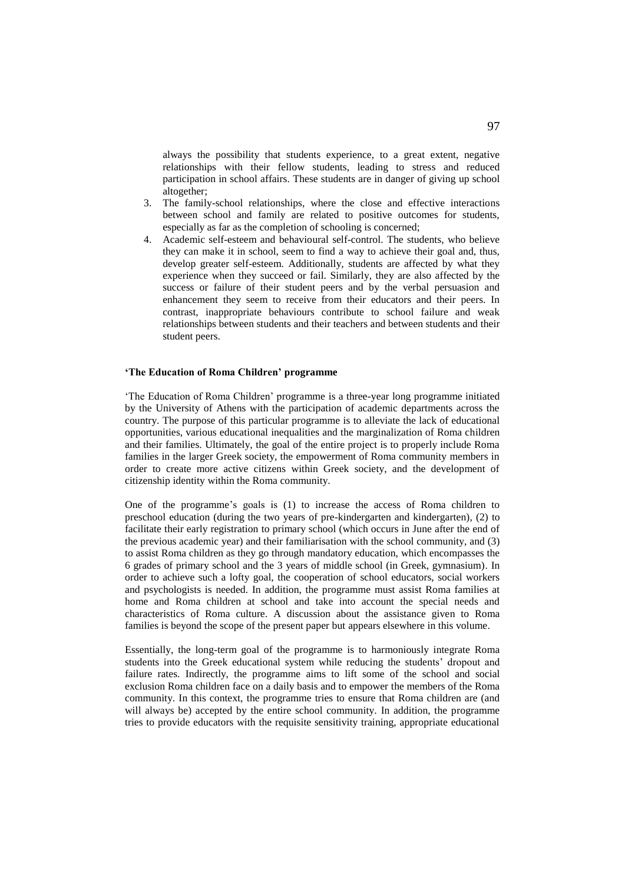always the possibility that students experience, to a great extent, negative relationships with their fellow students, leading to stress and reduced participation in school affairs. These students are in danger of giving up school altogether;

3. The family-school relationships, where the close and effective interactions between school and family are related to positive outcomes for students, especially as far as the completion of schooling is concerned;
4. Academic self-esteem and behavioural self-control. The students, who believe they can make it in school, seem to find a way to achieve their goal and, thus, develop greater self-esteem. Additionally, students are affected by what they experience when they succeed or fail. Similarly, they are also affected by the success or failure of their student peers and by the verbal persuasion and enhancement they seem to receive from their educators and their peers. In contrast, inappropriate behaviours contribute to school failure and weak relationships between students and their teachers and between students and their student peers.

**'The Education of Roma Children' programme**

'The Education of Roma Children' programme is a three-year long programme initiated by the University of Athens with the participation of academic departments across the country. The purpose of this particular programme is to alleviate the lack of educational opportunities, various educational inequalities and the marginalization of Roma children and their families. Ultimately, the goal of the entire project is to properly include Roma families in the larger Greek society, the empowerment of Roma community members in order to create more active citizens within Greek society, and the development of citizenship identity within the Roma community.

One of the programme's goals is (1) to increase the access of Roma children to preschool education (during the two years of pre-kindergarten and kindergarten), (2) to facilitate their early registration to primary school (which occurs in June after the end of the previous academic year) and their familiarisation with the school community, and (3) to assist Roma children as they go through mandatory education, which encompasses the 6 grades of primary school and the 3 years of middle school (in Greek, gymnasium). In order to achieve such a lofty goal, the cooperation of school educators, social workers and psychologists is needed. In addition, the programme must assist Roma families at home and Roma children at school and take into account the special needs and characteristics of Roma culture. A discussion about the assistance given to Roma families is beyond the scope of the present paper but appears elsewhere in this volume.

Essentially, the long-term goal of the programme is to harmoniously integrate Roma students into the Greek educational system while reducing the students' dropout and failure rates. Indirectly, the programme aims to lift some of the school and social exclusion Roma children face on a daily basis and to empower the members of the Roma community. In this context, the programme tries to ensure that Roma children are (and will always be) accepted by the entire school community. In addition, the programme tries to provide educators with the requisite sensitivity training, appropriate educational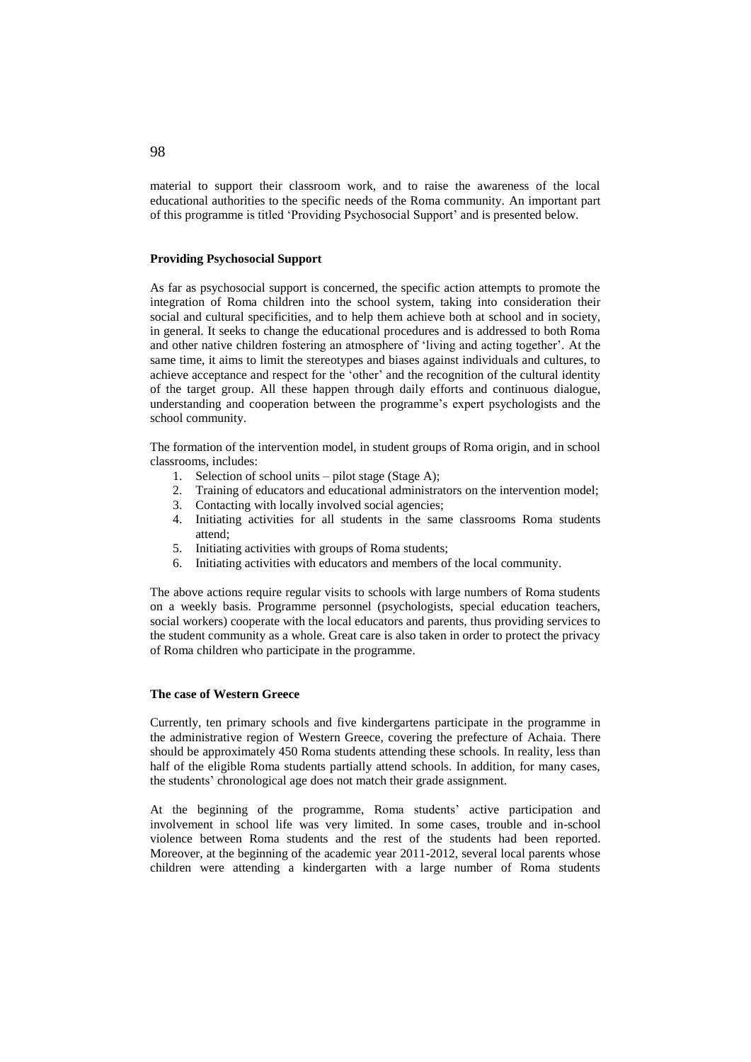material to support their classroom work, and to raise the awareness of the local educational authorities to the specific needs of the Roma community. An important part of this programme is titled 'Providing Psychosocial Support' and is presented below.

**Providing Psychosocial Support**

As far as psychosocial support is concerned, the specific action attempts to promote the integration of Roma children into the school system, taking into consideration their social and cultural specificities, and to help them achieve both at school and in society, in general. It seeks to change the educational procedures and is addressed to both Roma and other native children fostering an atmosphere of 'living and acting together'. At the same time, it aims to limit the stereotypes and biases against individuals and cultures, to achieve acceptance and respect for the 'other' and the recognition of the cultural identity of the target group. All these happen through daily efforts and continuous dialogue, understanding and cooperation between the programme's expert psychologists and the school community.

The formation of the intervention model, in student groups of Roma origin, and in school classrooms, includes:

1. Selection of school units – pilot stage (Stage A);
2. Training of educators and educational administrators on the intervention model;
3. Contacting with locally involved social agencies;
4. Initiating activities for all students in the same classrooms Roma students attend;
5. Initiating activities with groups of Roma students;
6. Initiating activities with educators and members of the local community.

The above actions require regular visits to schools with large numbers of Roma students on a weekly basis. Programme personnel (psychologists, special education teachers, social workers) cooperate with the local educators and parents, thus providing services to the student community as a whole. Great care is also taken in order to protect the privacy of Roma children who participate in the programme.

**The case of Western Greece**

Currently, ten primary schools and five kindergartens participate in the programme in the administrative region of Western Greece, covering the prefecture of Achaia. There should be approximately 450 Roma students attending these schools. In reality, less than half of the eligible Roma students partially attend schools. In addition, for many cases, the students' chronological age does not match their grade assignment.

At the beginning of the programme, Roma students' active participation and involvement in school life was very limited. In some cases, trouble and in-school violence between Roma students and the rest of the students had been reported. Moreover, at the beginning of the academic year 2011-2012, several local parents whose children were attending a kindergarten with a large number of Roma students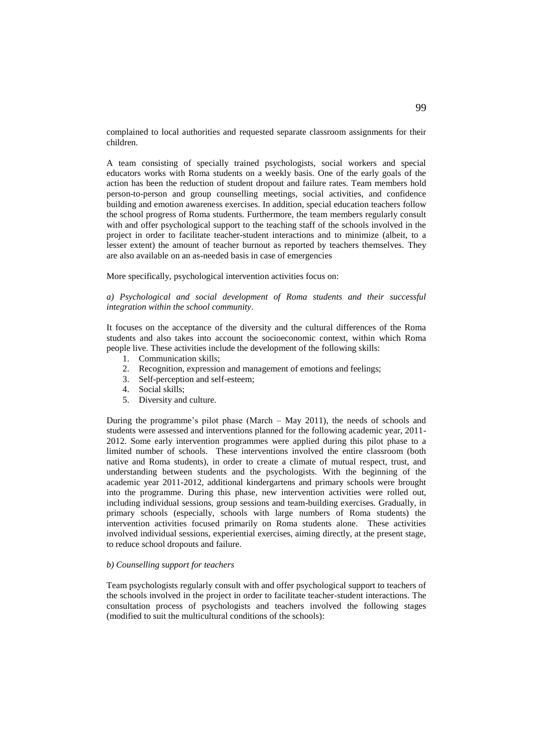complained to local authorities and requested separate classroom assignments for their children.

A team consisting of specially trained psychologists, social workers and special educators works with Roma students on a weekly basis. One of the early goals of the action has been the reduction of student dropout and failure rates. Team members hold person-to-person and group counselling meetings, social activities, and confidence building and emotion awareness exercises. In addition, special education teachers follow the school progress of Roma students. Furthermore, the team members regularly consult with and offer psychological support to the teaching staff of the schools involved in the project in order to facilitate teacher-student interactions and to minimize (albeit, to a lesser extent) the amount of teacher burnout as reported by teachers themselves. They are also available on an as-needed basis in case of emergencies

More specifically, psychological intervention activities focus on:

*a) Psychological and social development of Roma students and their successful integration within the school community*.

It focuses on the acceptance of the diversity and the cultural differences of the Roma students and also takes into account the socioeconomic context, within which Roma people live. These activities include the development of the following skills:

1. Communication skills;
2. Recognition, expression and management of emotions and feelings;
3. Self-perception and self-esteem;
4. Social skills;
5. Diversity and culture.

During the programme's pilot phase (March – May 2011), the needs of schools and students were assessed and interventions planned for the following academic year, 2011-2012. Some early intervention programmes were applied during this pilot phase to a limited number of schools. These interventions involved the entire classroom (both native and Roma students), in order to create a climate of mutual respect, trust, and understanding between students and the psychologists. With the beginning of the academic year 2011-2012, additional kindergartens and primary schools were brought into the programme. During this phase, new intervention activities were rolled out, including individual sessions, group sessions and team-building exercises. Gradually, in primary schools (especially, schools with large numbers of Roma students) the intervention activities focused primarily on Roma students alone. These activities involved individual sessions, experiential exercises, aiming directly, at the present stage, to reduce school dropouts and failure.

*b) Counselling support for teachers*

Team psychologists regularly consult with and offer psychological support to teachers of the schools involved in the project in order to facilitate teacher-student interactions. The consultation process of psychologists and teachers involved the following stages (modified to suit the multicultural conditions of the schools):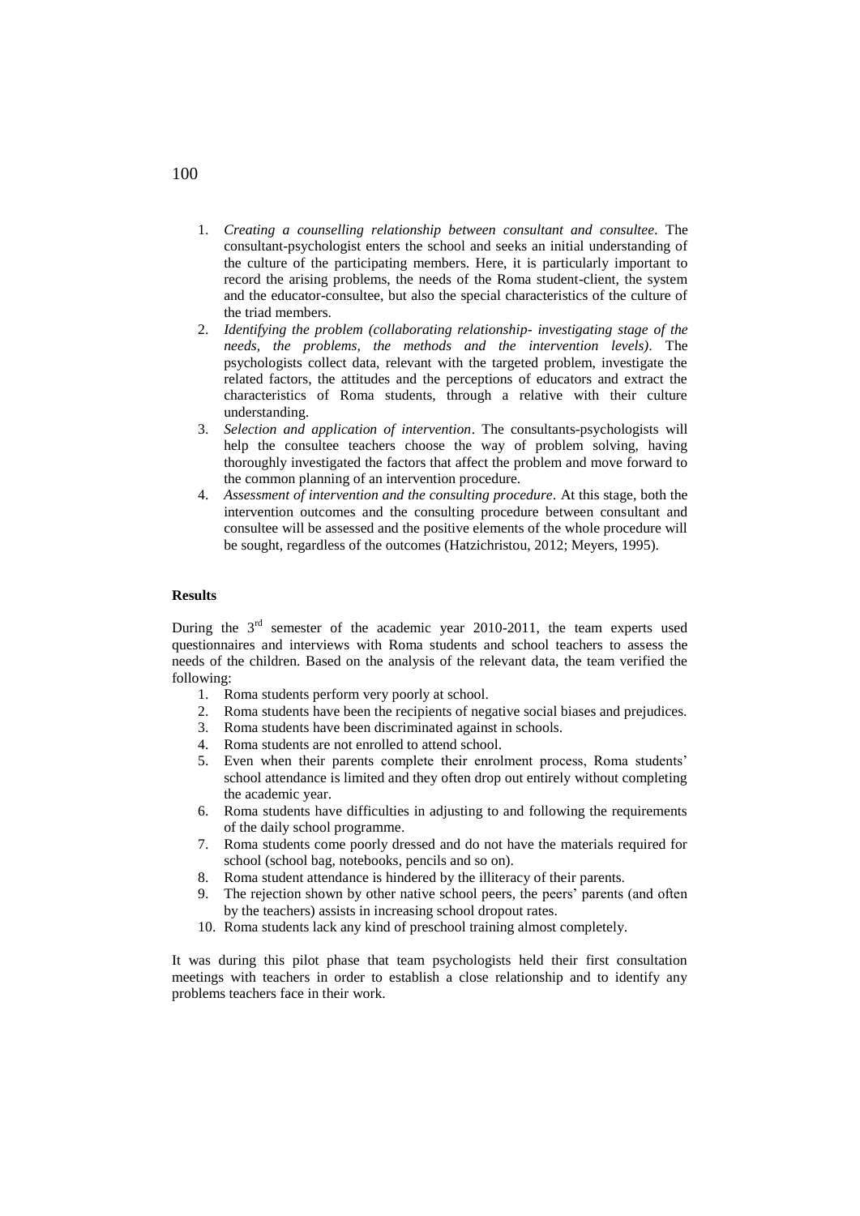1. *Creating a counselling relationship between consultant and consultee*. The consultant-psychologist enters the school and seeks an initial understanding of the culture of the participating members. Here, it is particularly important to record the arising problems, the needs of the Roma student-client, the system and the educator-consultee, but also the special characteristics of the culture of the triad members.
2. *Identifying the problem (collaborating relationship- investigating stage of the needs, the problems, the methods and the intervention levels)*. The psychologists collect data, relevant with the targeted problem, investigate the related factors, the attitudes and the perceptions of educators and extract the characteristics of Roma students, through a relative with their culture understanding.
3. *Selection and application of intervention*. The consultants-psychologists will help the consultee teachers choose the way of problem solving, having thoroughly investigated the factors that affect the problem and move forward to the common planning of an intervention procedure.
4. *Assessment of intervention and the consulting procedure*. At this stage, both the intervention outcomes and the consulting procedure between consultant and consultee will be assessed and the positive elements of the whole procedure will be sought, regardless of the outcomes (Hatzichristou, 2012; Meyers, 1995).

**Results**

During the 3rd semester of the academic year 2010-2011, the team experts used questionnaires and interviews with Roma students and school teachers to assess the needs of the children. Based on the analysis of the relevant data, the team verified the following:

1. Roma students perform very poorly at school.
2. Roma students have been the recipients of negative social biases and prejudices.
3. Roma students have been discriminated against in schools.
4. Roma students are not enrolled to attend school.
5. Even when their parents complete their enrolment process, Roma students' school attendance is limited and they often drop out entirely without completing the academic year.
6. Roma students have difficulties in adjusting to and following the requirements of the daily school programme.
7. Roma students come poorly dressed and do not have the materials required for school (school bag, notebooks, pencils and so on).
8. Roma student attendance is hindered by the illiteracy of their parents.
9. The rejection shown by other native school peers, the peers' parents (and often by the teachers) assists in increasing school dropout rates.
10. Roma students lack any kind of preschool training almost completely.

It was during this pilot phase that team psychologists held their first consultation meetings with teachers in order to establish a close relationship and to identify any problems teachers face in their work.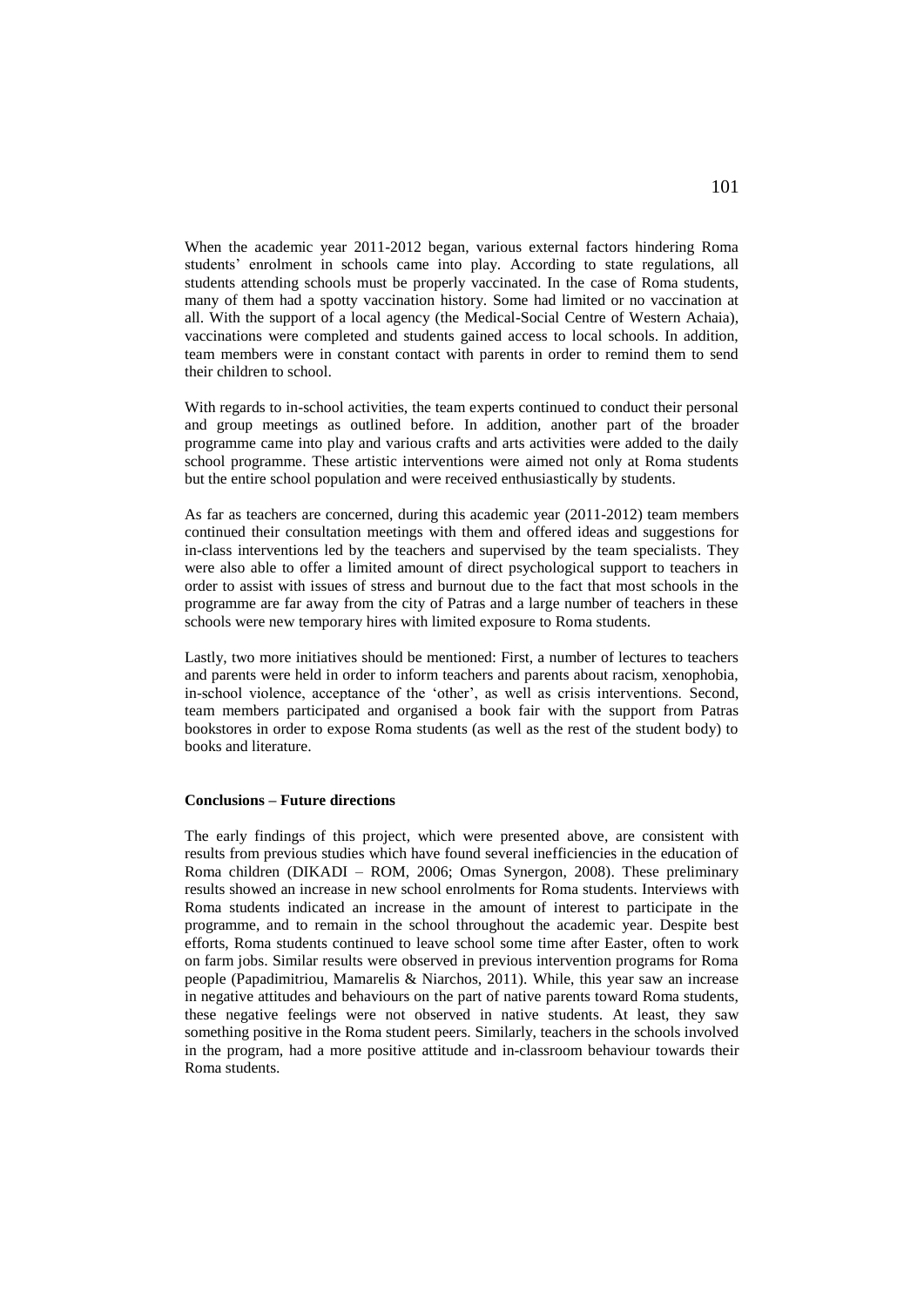When the academic year 2011-2012 began, various external factors hindering Roma students' enrolment in schools came into play. According to state regulations, all students attending schools must be properly vaccinated. In the case of Roma students, many of them had a spotty vaccination history. Some had limited or no vaccination at all. With the support of a local agency (the Medical-Social Centre of Western Achaia), vaccinations were completed and students gained access to local schools. In addition, team members were in constant contact with parents in order to remind them to send their children to school.

With regards to in-school activities, the team experts continued to conduct their personal and group meetings as outlined before. In addition, another part of the broader programme came into play and various crafts and arts activities were added to the daily school programme. These artistic interventions were aimed not only at Roma students but the entire school population and were received enthusiastically by students.

As far as teachers are concerned, during this academic year (2011-2012) team members continued their consultation meetings with them and offered ideas and suggestions for in-class interventions led by the teachers and supervised by the team specialists. They were also able to offer a limited amount of direct psychological support to teachers in order to assist with issues of stress and burnout due to the fact that most schools in the programme are far away from the city of Patras and a large number of teachers in these schools were new temporary hires with limited exposure to Roma students.

Lastly, two more initiatives should be mentioned: First, a number of lectures to teachers and parents were held in order to inform teachers and parents about racism, xenophobia, in-school violence, acceptance of the 'other', as well as crisis interventions. Second, team members participated and organised a book fair with the support from Patras bookstores in order to expose Roma students (as well as the rest of the student body) to books and literature.

**Conclusions – Future directions**

The early findings of this project, which were presented above, are consistent with results from previous studies which have found several inefficiencies in the education of Roma children (DIKADI – ROM, 2006; Omas Synergon, 2008). These preliminary results showed an increase in new school enrolments for Roma students. Interviews with Roma students indicated an increase in the amount of interest to participate in the programme, and to remain in the school throughout the academic year. Despite best efforts, Roma students continued to leave school some time after Easter, often to work on farm jobs. Similar results were observed in previous intervention programs for Roma people (Papadimitriou, Mamarelis & Niarchos, 2011). While, this year saw an increase in negative attitudes and behaviours on the part of native parents toward Roma students, these negative feelings were not observed in native students. At least, they saw something positive in the Roma student peers. Similarly, teachers in the schools involved in the program, had a more positive attitude and in-classroom behaviour towards their Roma students.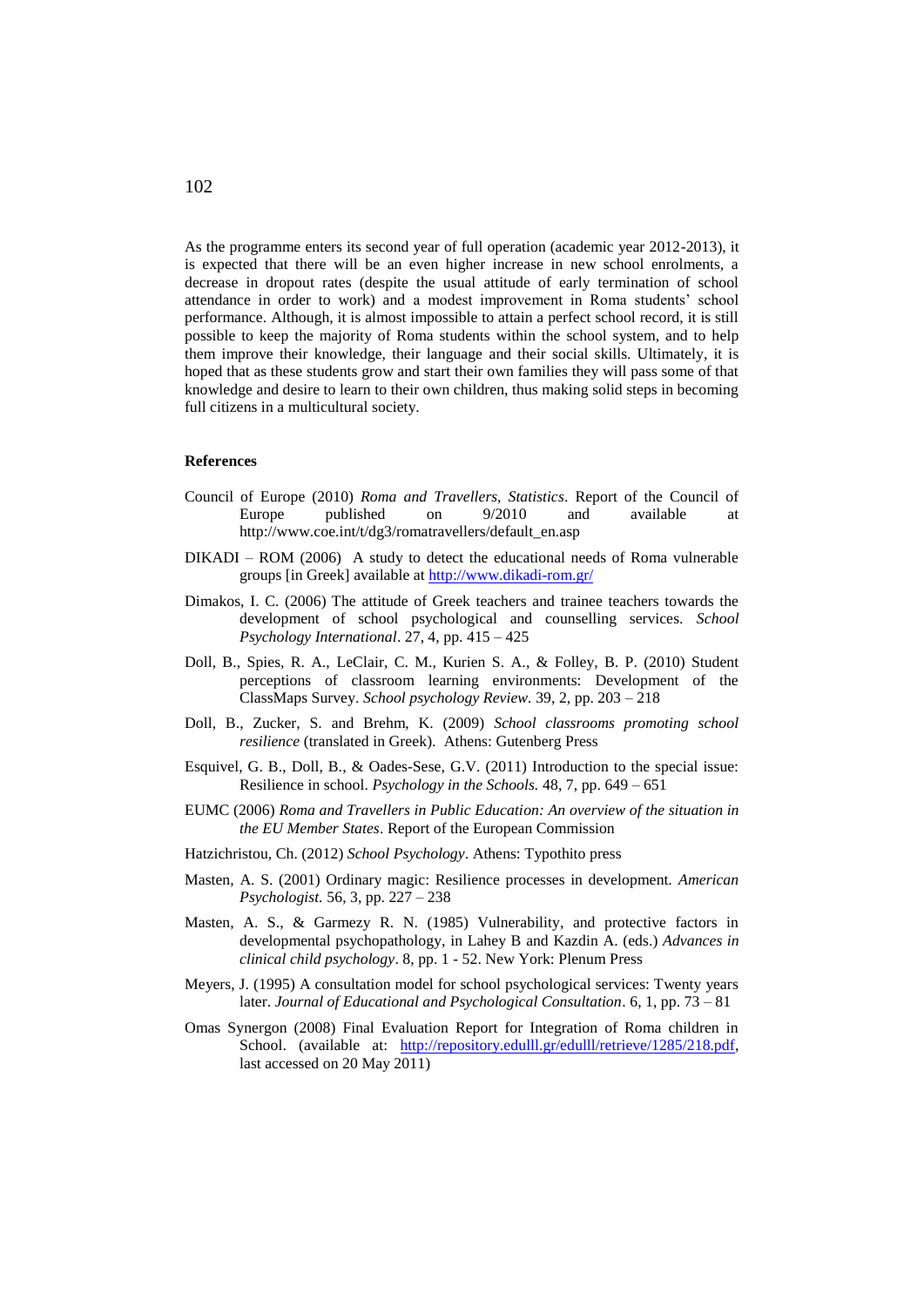As the programme enters its second year of full operation (academic year 2012-2013), it is expected that there will be an even higher increase in new school enrolments, a decrease in dropout rates (despite the usual attitude of early termination of school attendance in order to work) and a modest improvement in Roma students' school performance. Although, it is almost impossible to attain a perfect school record, it is still possible to keep the majority of Roma students within the school system, and to help them improve their knowledge, their language and their social skills. Ultimately, it is hoped that as these students grow and start their own families they will pass some of that knowledge and desire to learn to their own children, thus making solid steps in becoming full citizens in a multicultural society.

**References**

Council of Europe (2010) *Roma and Travellers, Statistics*. Report of the Council of Europe published on 9/2010 and available at http://www.coe.int/t/dg3/romatravellers/default_en.asp

DIKADI – ROM (2006) A study to detect the educational needs of Roma vulnerable groups [in Greek] available at http://www.dikadi-rom.gr/

Dimakos, I. C. (2006) The attitude of Greek teachers and trainee teachers towards the development of school psychological and counselling services. *School Psychology International*. 27, 4, pp. 415 – 425

Doll, B., Spies, R. A., LeClair, C. M., Kurien S. A., & Folley, B. P. (2010) Student perceptions of classroom learning environments: Development of the ClassMaps Survey. *School psychology Review.* 39, 2, pp. 203 – 218

Doll, B., Zucker, S. and Brehm, K. (2009) *School classrooms promoting school resilience* (translated in Greek). Athens: Gutenberg Press

Esquivel, G. B., Doll, B., & Oades-Sese, G.V. (2011) Introduction to the special issue: Resilience in school. *Psychology in the Schools.* 48, 7, pp. 649 – 651

EUMC (2006) *Roma and Travellers in Public Education: An overview of the situation in the EU Member States*. Report of the European Commission

Hatzichristou, Ch. (2012) *School Psychology*. Athens: Typothito press

Masten, A. S. (2001) Ordinary magic: Resilience processes in development. *American Psychologist.* 56, 3, pp. 227 – 238

Masten, A. S., & Garmezy R. N. (1985) Vulnerability, and protective factors in developmental psychopathology, in Lahey B and Kazdin A. (eds.) *Advances in clinical child psychology*. 8, pp. 1 - 52. New York: Plenum Press

Meyers, J. (1995) A consultation model for school psychological services: Twenty years later. *Journal of Educational and Psychological Consultation*. 6, 1, pp. 73 – 81

Omas Synergon (2008) Final Evaluation Report for Integration of Roma children in School. (available at: http://repository.edulll.gr/edulll/retrieve/1285/218.pdf, last accessed on 20 May 2011)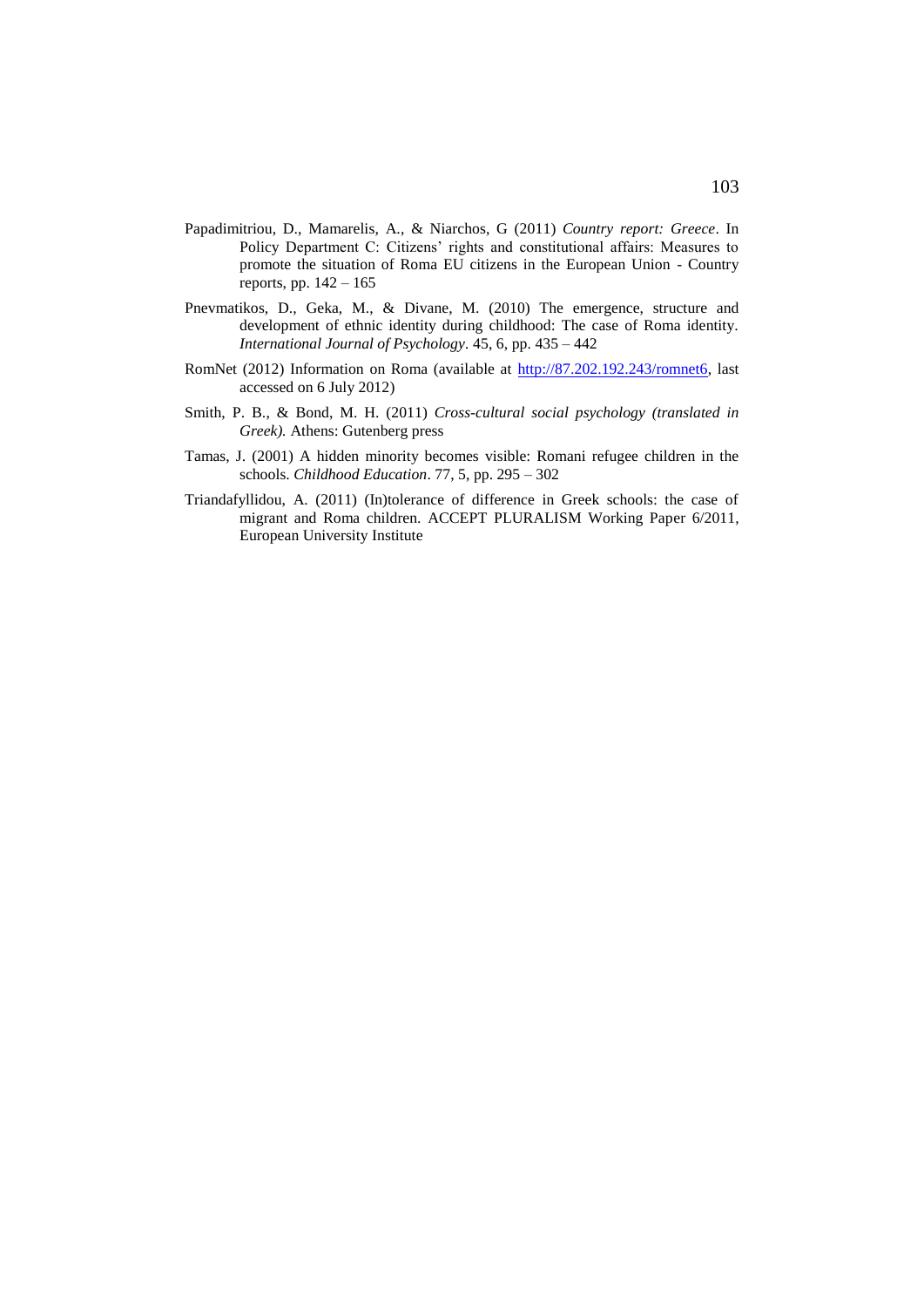Papadimitriou, D., Mamarelis, A., & Niarchos, G (2011) *Country report: Greece*. In Policy Department C: Citizens' rights and constitutional affairs: Measures to promote the situation of Roma EU citizens in the European Union - Country reports, pp. 142 – 165

Pnevmatikos, D., Geka, M., & Divane, M. (2010) The emergence, structure and development of ethnic identity during childhood: The case of Roma identity. *International Journal of Psychology*. 45, 6, pp. 435 – 442

RomNet (2012) Information on Roma (available at http://87.202.192.243/romnet6, last accessed on 6 July 2012)

Smith, P. B., & Bond, M. H. (2011) *Cross-cultural social psychology (translated in Greek).* Athens: Gutenberg press

Tamas, J. (2001) A hidden minority becomes visible: Romani refugee children in the schools. *Childhood Education*. 77, 5, pp. 295 – 302

Triandafyllidou, A. (2011) (In)tolerance of difference in Greek schools: the case of migrant and Roma children. ACCEPT PLURALISM Working Paper 6/2011, European University Institute